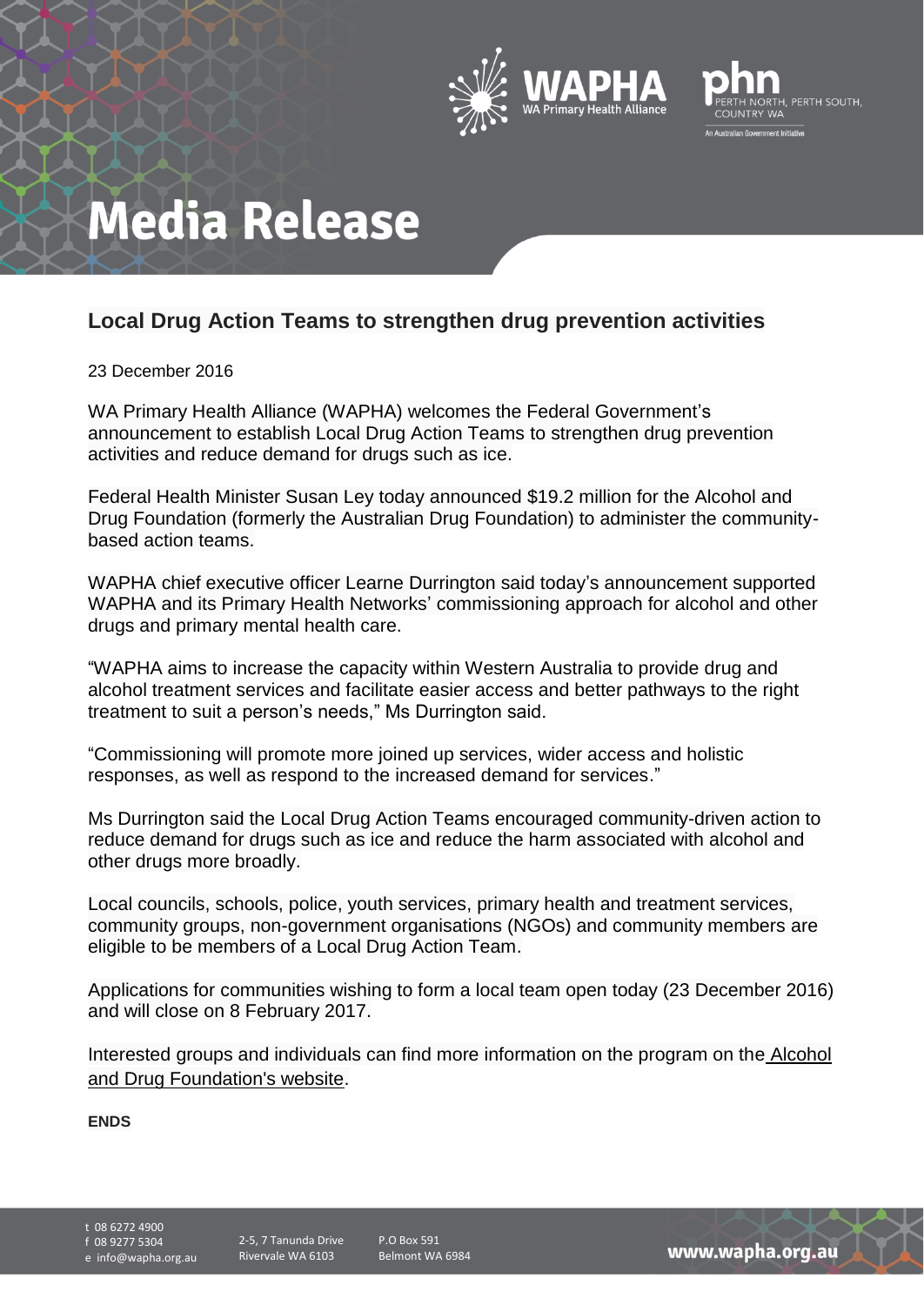# Media Release

## Local Drug Action Teams to strengthen drug prevention activities

23 December 2016

WA Primary Health Alliance (WAPHA) welcomes the Federal Government's announcement to establish Local Drug Action Teams to strengthen drug prevention activities and reduce demand for drugs such as ice.

Federal Health Minister Susan Ley today announced $19.2 million for the Alcohol and Drug Foundation (formerly the Australian Drug Foundation) to administer the community-based action teams.

WAPHA chief executive officer Learne Durrington said today's announcement supported WAPHA and its Primary Health Networks' commissioning approach for alcohol and other drugs and primary mental health care.

"WAPHA aims to increase the capacity within Western Australia to provide drug and alcohol treatment services and facilitate easier access and better pathways to the right treatment to suit a person's needs," Ms Durrington said.

"Commissioning will promote more joined up services, wider access and holistic responses, as well as respond to the increased demand for services."

Ms Durrington said the Local Drug Action Teams encouraged community-driven action to reduce demand for drugs such as ice and reduce the harm associated with alcohol and other drugs more broadly.

Local councils, schools, police, youth services, primary health and treatment services, community groups, non-government organisations (NGOs) and community members are eligible to be members of a Local Drug Action Team.

Applications for communities wishing to form a local team open today (23 December 2016) and will close on 8 February 2017.

Interested groups and individuals can find more information on the program on the Alcohol and Drug Foundation's website.

**ENDS**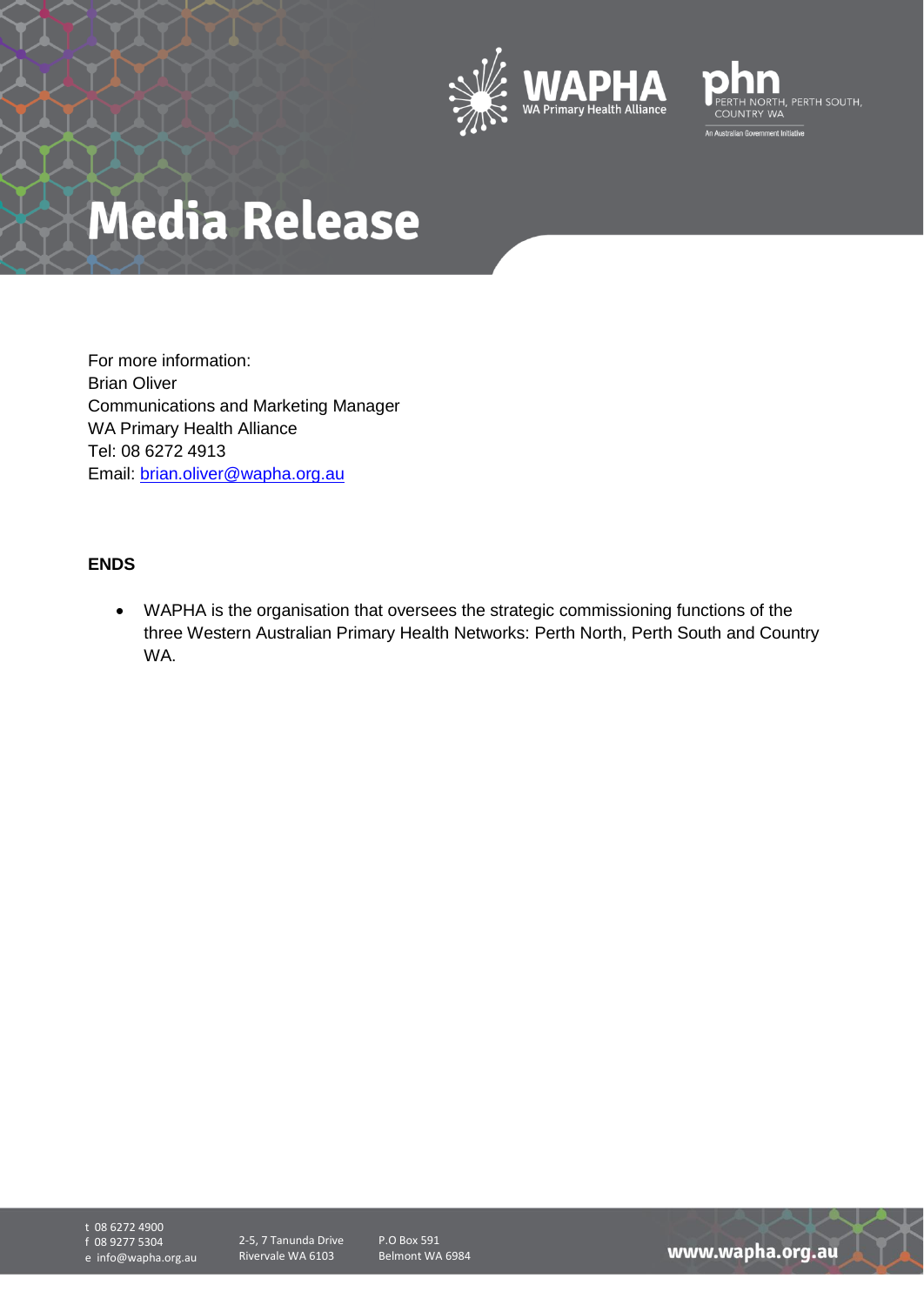# Media Release

For more information:
Brian Oliver
Communications and Marketing Manager
WA Primary Health Alliance
Tel: 08 6272 4913
Email: brian.oliver@wapha.org.au

**ENDS**

- WAPHA is the organisation that oversees the strategic commissioning functions of the three Western Australian Primary Health Networks: Perth North, Perth South and Country WA.